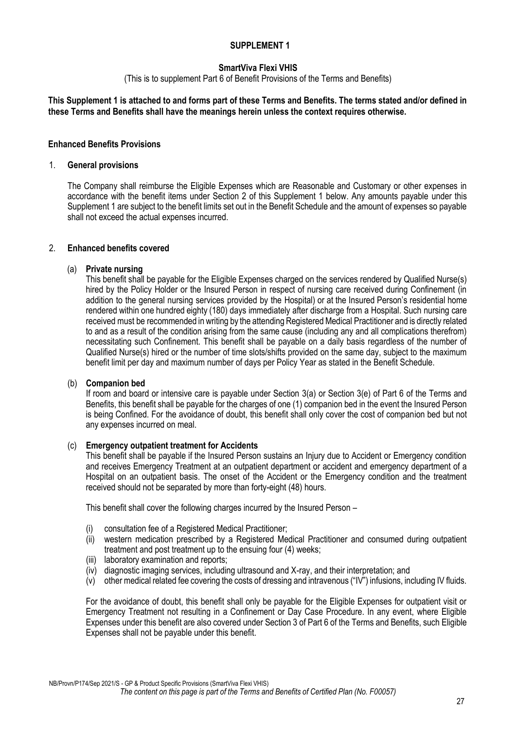# SUPPLEMENT 1

## SmartViva Flexi VHIS

(This is to supplement Part 6 of Benefit Provisions of the Terms and Benefits)

**This Supplement 1 is attached to and forms part of these Terms and Benefits. The terms stated and/or defined in these Terms and Benefits shall have the meanings herein unless the context requires otherwise.**

### Enhanced Benefits Provisions

1. **General provisions**

   The Company shall reimburse the Eligible Expenses which are Reasonable and Customary or other expenses in accordance with the benefit items under Section 2 of this Supplement 1 below. Any amounts payable under this Supplement 1 are subject to the benefit limits set out in the Benefit Schedule and the amount of expenses so payable shall not exceed the actual expenses incurred.

2. **Enhanced benefits covered**

   (a) **Private nursing**
   This benefit shall be payable for the Eligible Expenses charged on the services rendered by Qualified Nurse(s) hired by the Policy Holder or the Insured Person in respect of nursing care received during Confinement (in addition to the general nursing services provided by the Hospital) or at the Insured Person's residential home rendered within one hundred eighty (180) days immediately after discharge from a Hospital. Such nursing care received must be recommended in writing by the attending Registered Medical Practitioner and is directly related to and as a result of the condition arising from the same cause (including any and all complications therefrom) necessitating such Confinement. This benefit shall be payable on a daily basis regardless of the number of Qualified Nurse(s) hired or the number of time slots/shifts provided on the same day, subject to the maximum benefit limit per day and maximum number of days per Policy Year as stated in the Benefit Schedule.

   (b) **Companion bed**
   If room and board or intensive care is payable under Section 3(a) or Section 3(e) of Part 6 of the Terms and Benefits, this benefit shall be payable for the charges of one (1) companion bed in the event the Insured Person is being Confined. For the avoidance of doubt, this benefit shall only cover the cost of companion bed but not any expenses incurred on meal.

   (c) **Emergency outpatient treatment for Accidents**
   This benefit shall be payable if the Insured Person sustains an Injury due to Accident or Emergency condition and receives Emergency Treatment at an outpatient department or accident and emergency department of a Hospital on an outpatient basis. The onset of the Accident or the Emergency condition and the treatment received should not be separated by more than forty-eight (48) hours.

   This benefit shall cover the following charges incurred by the Insured Person –

   (i) consultation fee of a Registered Medical Practitioner;
   (ii) western medication prescribed by a Registered Medical Practitioner and consumed during outpatient treatment and post treatment up to the ensuing four (4) weeks;
   (iii) laboratory examination and reports;
   (iv) diagnostic imaging services, including ultrasound and X-ray, and their interpretation; and
   (v) other medical related fee covering the costs of dressing and intravenous ("IV") infusions, including IV fluids.

   For the avoidance of doubt, this benefit shall only be payable for the Eligible Expenses for outpatient visit or Emergency Treatment not resulting in a Confinement or Day Case Procedure. In any event, where Eligible Expenses under this benefit are also covered under Section 3 of Part 6 of the Terms and Benefits, such Eligible Expenses shall not be payable under this benefit.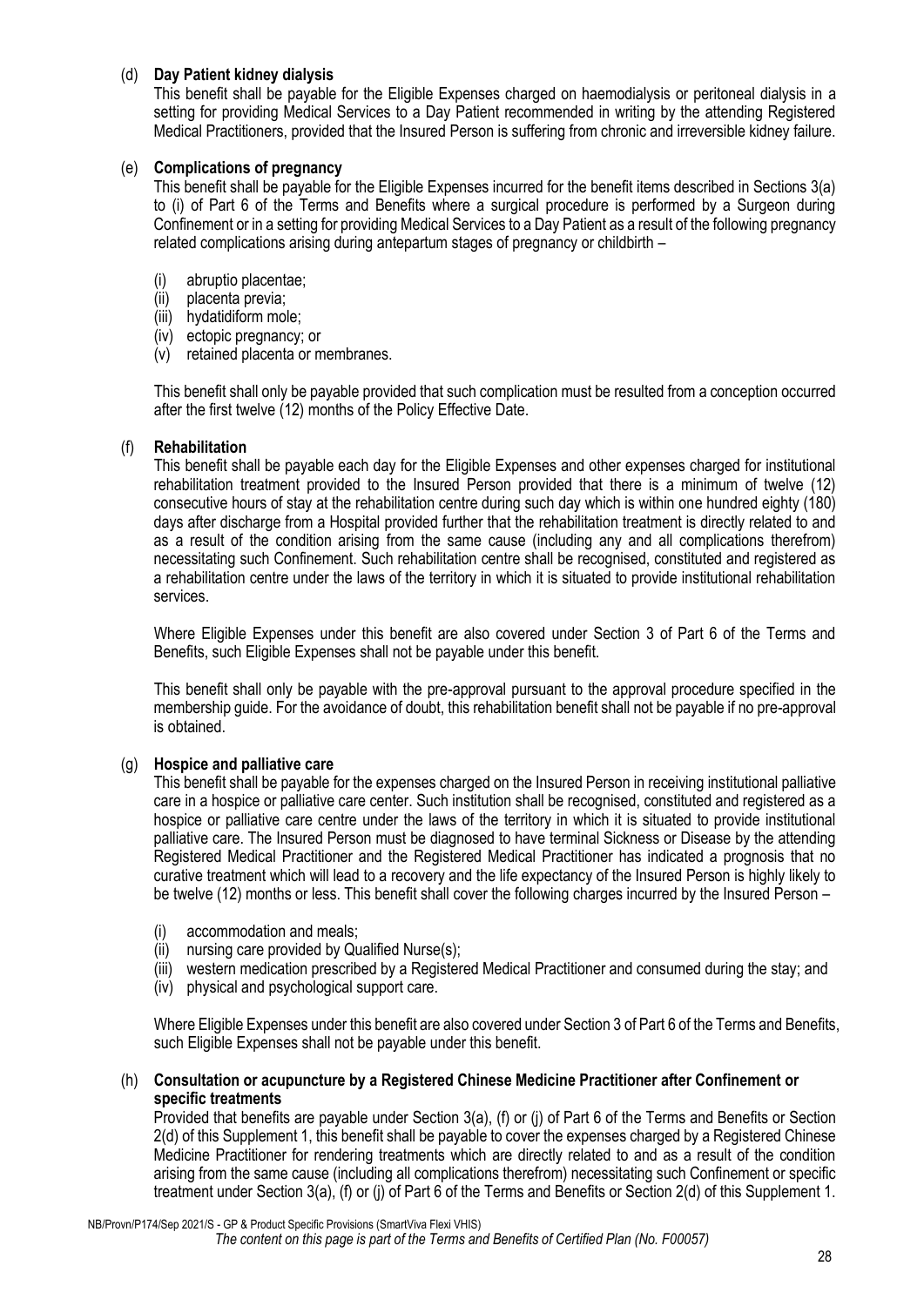(d) **Day Patient kidney dialysis**

This benefit shall be payable for the Eligible Expenses charged on haemodialysis or peritoneal dialysis in a setting for providing Medical Services to a Day Patient recommended in writing by the attending Registered Medical Practitioners, provided that the Insured Person is suffering from chronic and irreversible kidney failure.

(e) **Complications of pregnancy**

This benefit shall be payable for the Eligible Expenses incurred for the benefit items described in Sections 3(a) to (i) of Part 6 of the Terms and Benefits where a surgical procedure is performed by a Surgeon during Confinement or in a setting for providing Medical Services to a Day Patient as a result of the following pregnancy related complications arising during antepartum stages of pregnancy or childbirth –

(i) abruptio placentae;
(ii) placenta previa;
(iii) hydatidiform mole;
(iv) ectopic pregnancy; or
(v) retained placenta or membranes.

This benefit shall only be payable provided that such complication must be resulted from a conception occurred after the first twelve (12) months of the Policy Effective Date.

(f) **Rehabilitation**

This benefit shall be payable each day for the Eligible Expenses and other expenses charged for institutional rehabilitation treatment provided to the Insured Person provided that there is a minimum of twelve (12) consecutive hours of stay at the rehabilitation centre during such day which is within one hundred eighty (180) days after discharge from a Hospital provided further that the rehabilitation treatment is directly related to and as a result of the condition arising from the same cause (including any and all complications therefrom) necessitating such Confinement. Such rehabilitation centre shall be recognised, constituted and registered as a rehabilitation centre under the laws of the territory in which it is situated to provide institutional rehabilitation services.

Where Eligible Expenses under this benefit are also covered under Section 3 of Part 6 of the Terms and Benefits, such Eligible Expenses shall not be payable under this benefit.

This benefit shall only be payable with the pre-approval pursuant to the approval procedure specified in the membership guide. For the avoidance of doubt, this rehabilitation benefit shall not be payable if no pre-approval is obtained.

(g) **Hospice and palliative care**

This benefit shall be payable for the expenses charged on the Insured Person in receiving institutional palliative care in a hospice or palliative care center. Such institution shall be recognised, constituted and registered as a hospice or palliative care centre under the laws of the territory in which it is situated to provide institutional palliative care. The Insured Person must be diagnosed to have terminal Sickness or Disease by the attending Registered Medical Practitioner and the Registered Medical Practitioner has indicated a prognosis that no curative treatment which will lead to a recovery and the life expectancy of the Insured Person is highly likely to be twelve (12) months or less. This benefit shall cover the following charges incurred by the Insured Person –

(i) accommodation and meals;
(ii) nursing care provided by Qualified Nurse(s);
(iii) western medication prescribed by a Registered Medical Practitioner and consumed during the stay; and
(iv) physical and psychological support care.

Where Eligible Expenses under this benefit are also covered under Section 3 of Part 6 of the Terms and Benefits, such Eligible Expenses shall not be payable under this benefit.

(h) **Consultation or acupuncture by a Registered Chinese Medicine Practitioner after Confinement or specific treatments**

Provided that benefits are payable under Section 3(a), (f) or (j) of Part 6 of the Terms and Benefits or Section 2(d) of this Supplement 1, this benefit shall be payable to cover the expenses charged by a Registered Chinese Medicine Practitioner for rendering treatments which are directly related to and as a result of the condition arising from the same cause (including all complications therefrom) necessitating such Confinement or specific treatment under Section 3(a), (f) or (j) of Part 6 of the Terms and Benefits or Section 2(d) of this Supplement 1.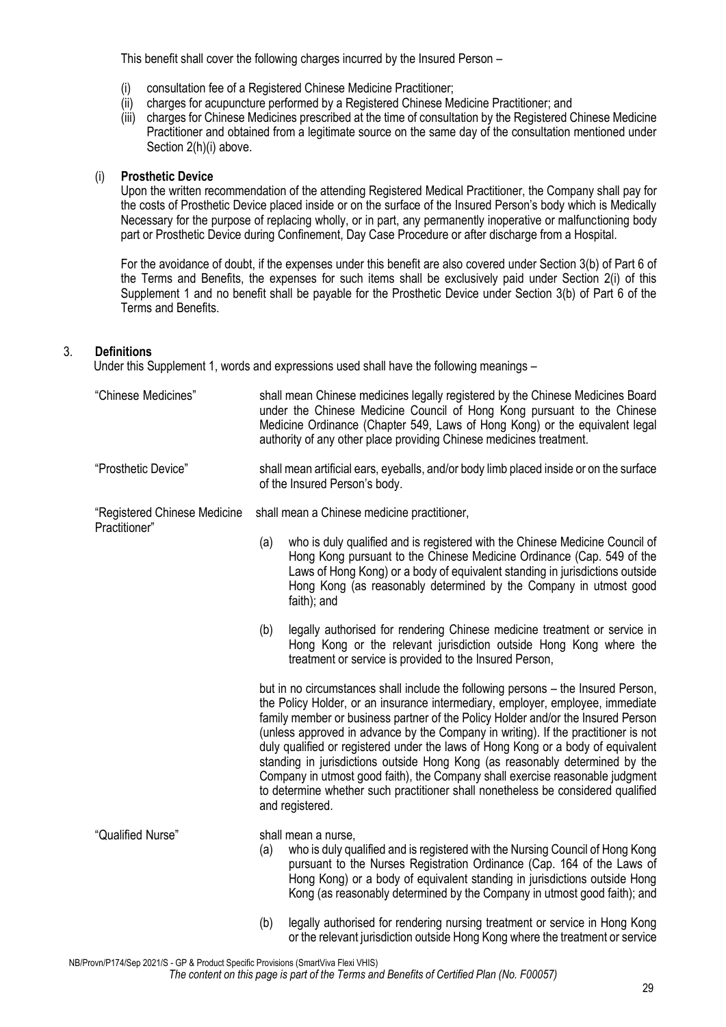This benefit shall cover the following charges incurred by the Insured Person –

(i) consultation fee of a Registered Chinese Medicine Practitioner;
(ii) charges for acupuncture performed by a Registered Chinese Medicine Practitioner; and
(iii) charges for Chinese Medicines prescribed at the time of consultation by the Registered Chinese Medicine Practitioner and obtained from a legitimate source on the same day of the consultation mentioned under Section 2(h)(i) above.

(i) **Prosthetic Device**

Upon the written recommendation of the attending Registered Medical Practitioner, the Company shall pay for the costs of Prosthetic Device placed inside or on the surface of the Insured Person's body which is Medically Necessary for the purpose of replacing wholly, or in part, any permanently inoperative or malfunctioning body part or Prosthetic Device during Confinement, Day Case Procedure or after discharge from a Hospital.

For the avoidance of doubt, if the expenses under this benefit are also covered under Section 3(b) of Part 6 of the Terms and Benefits, the expenses for such items shall be exclusively paid under Section 2(i) of this Supplement 1 and no benefit shall be payable for the Prosthetic Device under Section 3(b) of Part 6 of the Terms and Benefits.

3. **Definitions**

Under this Supplement 1, words and expressions used shall have the following meanings –

"Chinese Medicines" shall mean Chinese medicines legally registered by the Chinese Medicines Board under the Chinese Medicine Council of Hong Kong pursuant to the Chinese Medicine Ordinance (Chapter 549, Laws of Hong Kong) or the equivalent legal authority of any other place providing Chinese medicines treatment.

"Prosthetic Device" shall mean artificial ears, eyeballs, and/or body limb placed inside or on the surface of the Insured Person's body.

"Registered Chinese Medicine Practitioner" shall mean a Chinese medicine practitioner,

(a) who is duly qualified and is registered with the Chinese Medicine Council of Hong Kong pursuant to the Chinese Medicine Ordinance (Cap. 549 of the Laws of Hong Kong) or a body of equivalent standing in jurisdictions outside Hong Kong (as reasonably determined by the Company in utmost good faith); and

(b) legally authorised for rendering Chinese medicine treatment or service in Hong Kong or the relevant jurisdiction outside Hong Kong where the treatment or service is provided to the Insured Person,

but in no circumstances shall include the following persons – the Insured Person, the Policy Holder, or an insurance intermediary, employer, employee, immediate family member or business partner of the Policy Holder and/or the Insured Person (unless approved in advance by the Company in writing). If the practitioner is not duly qualified or registered under the laws of Hong Kong or a body of equivalent standing in jurisdictions outside Hong Kong (as reasonably determined by the Company in utmost good faith), the Company shall exercise reasonable judgment to determine whether such practitioner shall nonetheless be considered qualified and registered.

"Qualified Nurse" shall mean a nurse,

(a) who is duly qualified and is registered with the Nursing Council of Hong Kong pursuant to the Nurses Registration Ordinance (Cap. 164 of the Laws of Hong Kong) or a body of equivalent standing in jurisdictions outside Hong Kong (as reasonably determined by the Company in utmost good faith); and

(b) legally authorised for rendering nursing treatment or service in Hong Kong or the relevant jurisdiction outside Hong Kong where the treatment or service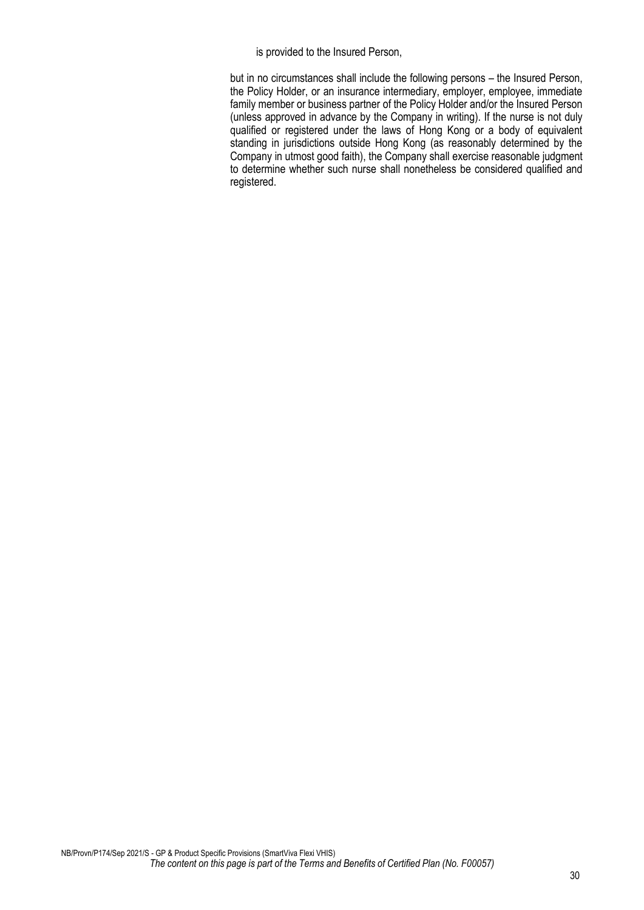is provided to the Insured Person,

but in no circumstances shall include the following persons – the Insured Person, the Policy Holder, or an insurance intermediary, employer, employee, immediate family member or business partner of the Policy Holder and/or the Insured Person (unless approved in advance by the Company in writing). If the nurse is not duly qualified or registered under the laws of Hong Kong or a body of equivalent standing in jurisdictions outside Hong Kong (as reasonably determined by the Company in utmost good faith), the Company shall exercise reasonable judgment to determine whether such nurse shall nonetheless be considered qualified and registered.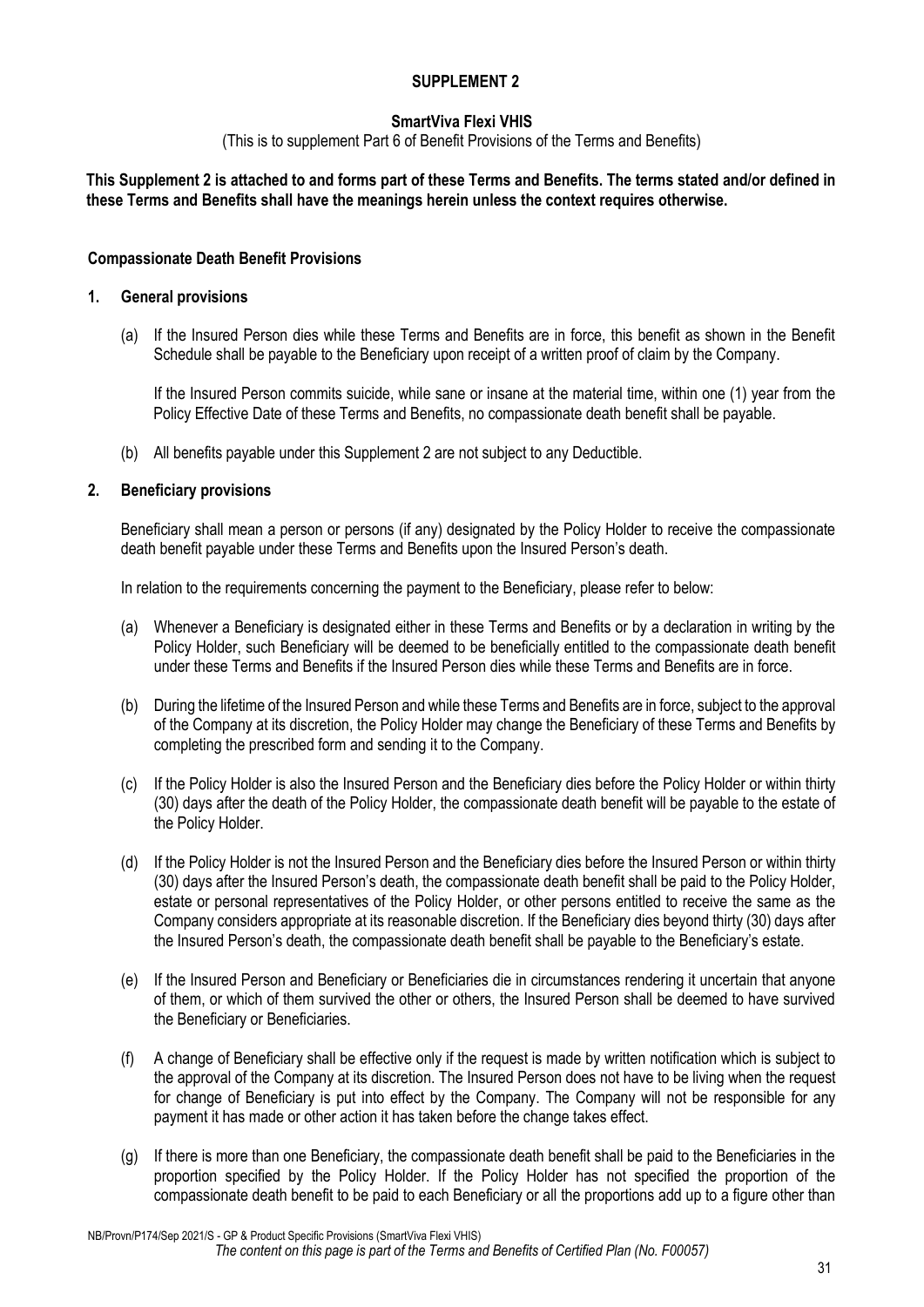# SUPPLEMENT 2

## SmartViva Flexi VHIS

(This is to supplement Part 6 of Benefit Provisions of the Terms and Benefits)

**This Supplement 2 is attached to and forms part of these Terms and Benefits. The terms stated and/or defined in these Terms and Benefits shall have the meanings herein unless the context requires otherwise.**

### Compassionate Death Benefit Provisions

**1. General provisions**

(a) If the Insured Person dies while these Terms and Benefits are in force, this benefit as shown in the Benefit Schedule shall be payable to the Beneficiary upon receipt of a written proof of claim by the Company.

If the Insured Person commits suicide, while sane or insane at the material time, within one (1) year from the Policy Effective Date of these Terms and Benefits, no compassionate death benefit shall be payable.

(b) All benefits payable under this Supplement 2 are not subject to any Deductible.

**2. Beneficiary provisions**

Beneficiary shall mean a person or persons (if any) designated by the Policy Holder to receive the compassionate death benefit payable under these Terms and Benefits upon the Insured Person's death.

In relation to the requirements concerning the payment to the Beneficiary, please refer to below:

(a) Whenever a Beneficiary is designated either in these Terms and Benefits or by a declaration in writing by the Policy Holder, such Beneficiary will be deemed to be beneficially entitled to the compassionate death benefit under these Terms and Benefits if the Insured Person dies while these Terms and Benefits are in force.

(b) During the lifetime of the Insured Person and while these Terms and Benefits are in force, subject to the approval of the Company at its discretion, the Policy Holder may change the Beneficiary of these Terms and Benefits by completing the prescribed form and sending it to the Company.

(c) If the Policy Holder is also the Insured Person and the Beneficiary dies before the Policy Holder or within thirty (30) days after the death of the Policy Holder, the compassionate death benefit will be payable to the estate of the Policy Holder.

(d) If the Policy Holder is not the Insured Person and the Beneficiary dies before the Insured Person or within thirty (30) days after the Insured Person's death, the compassionate death benefit shall be paid to the Policy Holder, estate or personal representatives of the Policy Holder, or other persons entitled to receive the same as the Company considers appropriate at its reasonable discretion. If the Beneficiary dies beyond thirty (30) days after the Insured Person's death, the compassionate death benefit shall be payable to the Beneficiary's estate.

(e) If the Insured Person and Beneficiary or Beneficiaries die in circumstances rendering it uncertain that anyone of them, or which of them survived the other or others, the Insured Person shall be deemed to have survived the Beneficiary or Beneficiaries.

(f) A change of Beneficiary shall be effective only if the request is made by written notification which is subject to the approval of the Company at its discretion. The Insured Person does not have to be living when the request for change of Beneficiary is put into effect by the Company. The Company will not be responsible for any payment it has made or other action it has taken before the change takes effect.

(g) If there is more than one Beneficiary, the compassionate death benefit shall be paid to the Beneficiaries in the proportion specified by the Policy Holder. If the Policy Holder has not specified the proportion of the compassionate death benefit to be paid to each Beneficiary or all the proportions add up to a figure other than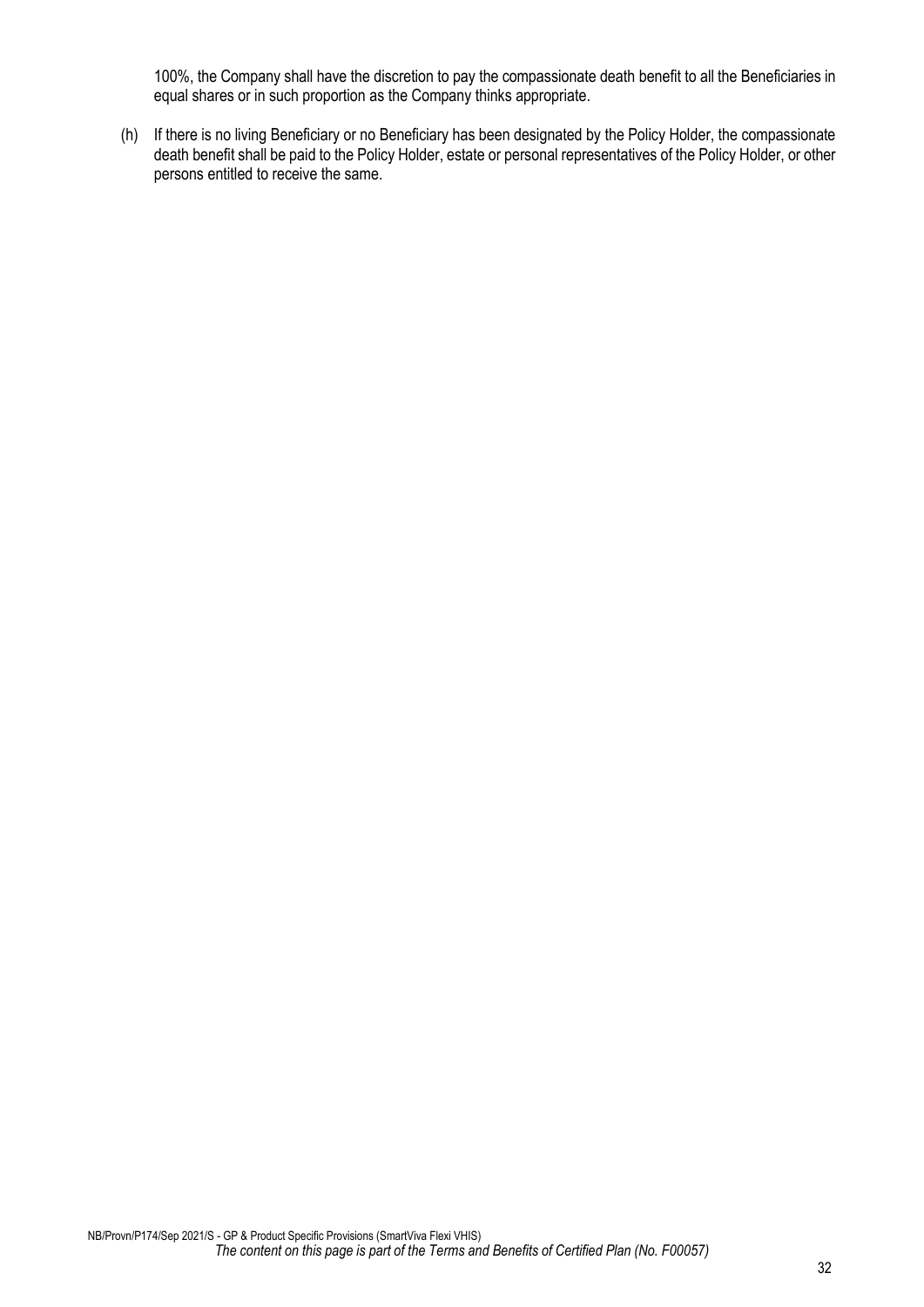100%, the Company shall have the discretion to pay the compassionate death benefit to all the Beneficiaries in equal shares or in such proportion as the Company thinks appropriate.

(h) If there is no living Beneficiary or no Beneficiary has been designated by the Policy Holder, the compassionate death benefit shall be paid to the Policy Holder, estate or personal representatives of the Policy Holder, or other persons entitled to receive the same.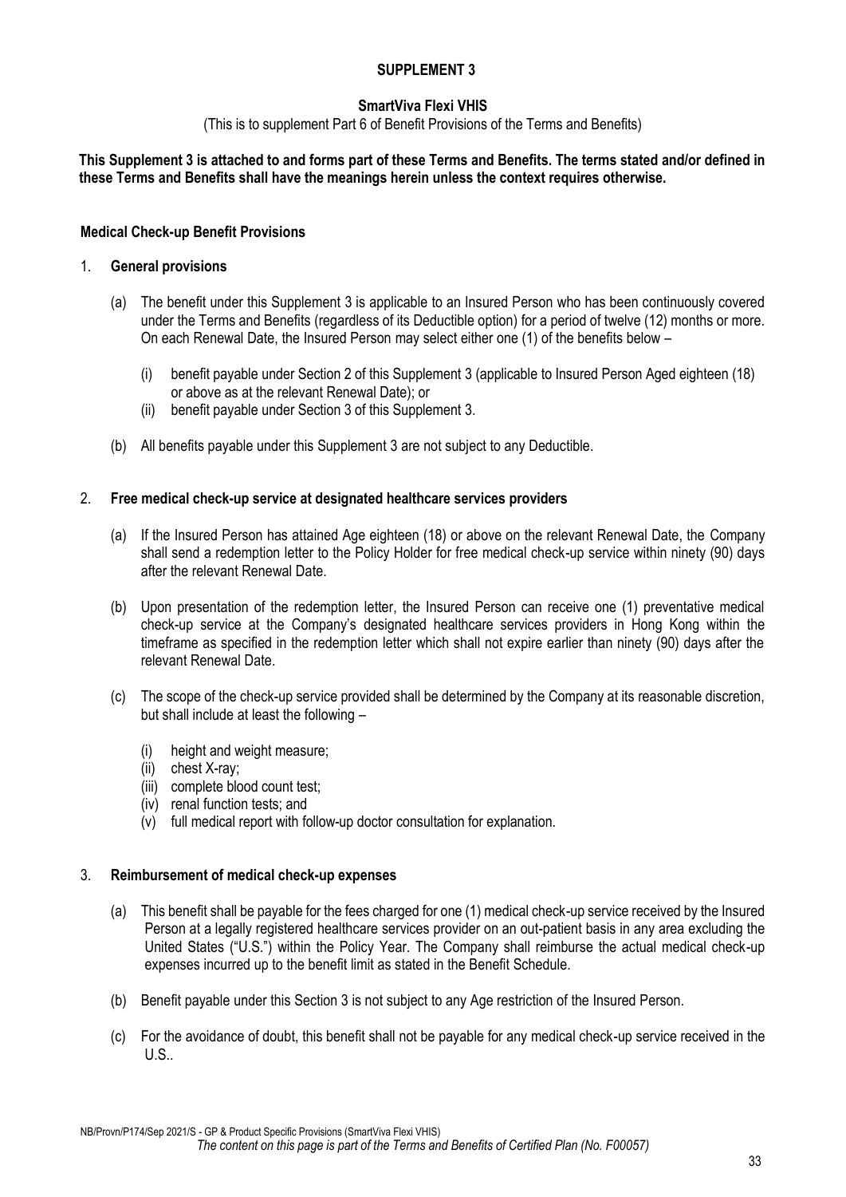# SUPPLEMENT 3

## SmartViva Flexi VHIS

(This is to supplement Part 6 of Benefit Provisions of the Terms and Benefits)

**This Supplement 3 is attached to and forms part of these Terms and Benefits. The terms stated and/or defined in these Terms and Benefits shall have the meanings herein unless the context requires otherwise.**

### Medical Check-up Benefit Provisions

1. **General provisions**

   (a) The benefit under this Supplement 3 is applicable to an Insured Person who has been continuously covered under the Terms and Benefits (regardless of its Deductible option) for a period of twelve (12) months or more. On each Renewal Date, the Insured Person may select either one (1) of the benefits below –

   (i) benefit payable under Section 2 of this Supplement 3 (applicable to Insured Person Aged eighteen (18) or above as at the relevant Renewal Date); or
   (ii) benefit payable under Section 3 of this Supplement 3.

   (b) All benefits payable under this Supplement 3 are not subject to any Deductible.

2. **Free medical check-up service at designated healthcare services providers**

   (a) If the Insured Person has attained Age eighteen (18) or above on the relevant Renewal Date, the Company shall send a redemption letter to the Policy Holder for free medical check-up service within ninety (90) days after the relevant Renewal Date.

   (b) Upon presentation of the redemption letter, the Insured Person can receive one (1) preventative medical check-up service at the Company's designated healthcare services providers in Hong Kong within the timeframe as specified in the redemption letter which shall not expire earlier than ninety (90) days after the relevant Renewal Date.

   (c) The scope of the check-up service provided shall be determined by the Company at its reasonable discretion, but shall include at least the following –

   (i) height and weight measure;
   (ii) chest X-ray;
   (iii) complete blood count test;
   (iv) renal function tests; and
   (v) full medical report with follow-up doctor consultation for explanation.

3. **Reimbursement of medical check-up expenses**

   (a) This benefit shall be payable for the fees charged for one (1) medical check-up service received by the Insured Person at a legally registered healthcare services provider on an out-patient basis in any area excluding the United States ("U.S.") within the Policy Year. The Company shall reimburse the actual medical check-up expenses incurred up to the benefit limit as stated in the Benefit Schedule.

   (b) Benefit payable under this Section 3 is not subject to any Age restriction of the Insured Person.

   (c) For the avoidance of doubt, this benefit shall not be payable for any medical check-up service received in the U.S..

NB/Provn/P174/Sep 2021/S - GP & Product Specific Provisions (SmartViva Flexi VHIS)
*The content on this page is part of the Terms and Benefits of Certified Plan (No. F00057)*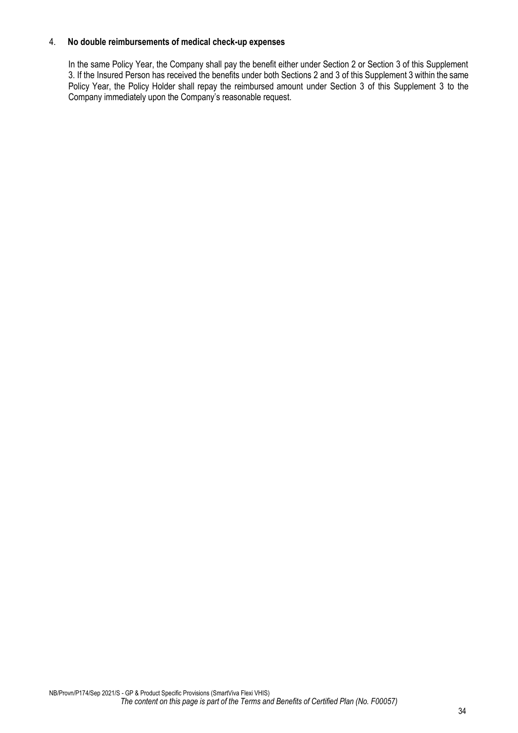4. **No double reimbursements of medical check-up expenses**

   In the same Policy Year, the Company shall pay the benefit either under Section 2 or Section 3 of this Supplement 3. If the Insured Person has received the benefits under both Sections 2 and 3 of this Supplement 3 within the same Policy Year, the Policy Holder shall repay the reimbursed amount under Section 3 of this Supplement 3 to the Company immediately upon the Company's reasonable request.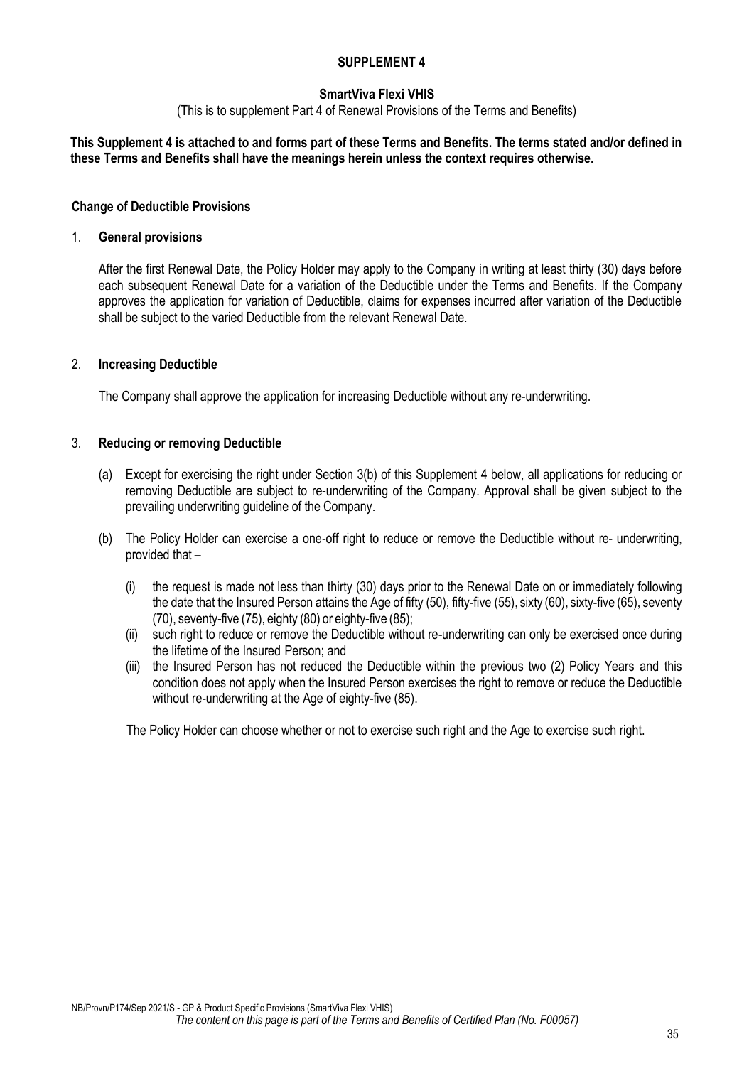# SUPPLEMENT 4

## SmartViva Flexi VHIS

(This is to supplement Part 4 of Renewal Provisions of the Terms and Benefits)

**This Supplement 4 is attached to and forms part of these Terms and Benefits. The terms stated and/or defined in these Terms and Benefits shall have the meanings herein unless the context requires otherwise.**

### Change of Deductible Provisions

1. **General provisions**

   After the first Renewal Date, the Policy Holder may apply to the Company in writing at least thirty (30) days before each subsequent Renewal Date for a variation of the Deductible under the Terms and Benefits. If the Company approves the application for variation of Deductible, claims for expenses incurred after variation of the Deductible shall be subject to the varied Deductible from the relevant Renewal Date.

2. **Increasing Deductible**

   The Company shall approve the application for increasing Deductible without any re-underwriting.

3. **Reducing or removing Deductible**

   (a) Except for exercising the right under Section 3(b) of this Supplement 4 below, all applications for reducing or removing Deductible are subject to re-underwriting of the Company. Approval shall be given subject to the prevailing underwriting guideline of the Company.

   (b) The Policy Holder can exercise a one-off right to reduce or remove the Deductible without re- underwriting, provided that –

   (i) the request is made not less than thirty (30) days prior to the Renewal Date on or immediately following the date that the Insured Person attains the Age of fifty (50), fifty-five (55), sixty (60), sixty-five (65), seventy (70), seventy-five (75), eighty (80) or eighty-five (85);

   (ii) such right to reduce or remove the Deductible without re-underwriting can only be exercised once during the lifetime of the Insured Person; and

   (iii) the Insured Person has not reduced the Deductible within the previous two (2) Policy Years and this condition does not apply when the Insured Person exercises the right to remove or reduce the Deductible without re-underwriting at the Age of eighty-five (85).

   The Policy Holder can choose whether or not to exercise such right and the Age to exercise such right.

NB/Provn/P174/Sep 2021/S - GP & Product Specific Provisions (SmartViva Flexi VHIS)

*The content on this page is part of the Terms and Benefits of Certified Plan (No. F00057)*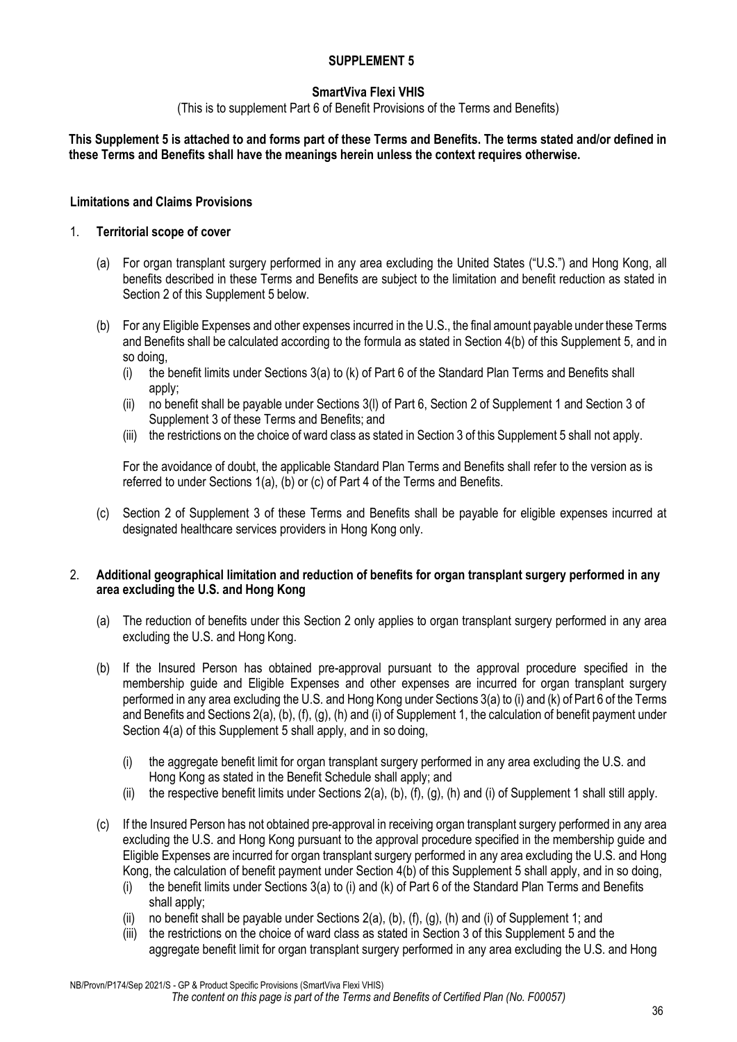# SUPPLEMENT 5

## SmartViva Flexi VHIS

(This is to supplement Part 6 of Benefit Provisions of the Terms and Benefits)

**This Supplement 5 is attached to and forms part of these Terms and Benefits. The terms stated and/or defined in these Terms and Benefits shall have the meanings herein unless the context requires otherwise.**

### Limitations and Claims Provisions

1. **Territorial scope of cover**

   (a) For organ transplant surgery performed in any area excluding the United States ("U.S.") and Hong Kong, all benefits described in these Terms and Benefits are subject to the limitation and benefit reduction as stated in Section 2 of this Supplement 5 below.

   (b) For any Eligible Expenses and other expenses incurred in the U.S., the final amount payable under these Terms and Benefits shall be calculated according to the formula as stated in Section 4(b) of this Supplement 5, and in so doing,

   (i) the benefit limits under Sections 3(a) to (k) of Part 6 of the Standard Plan Terms and Benefits shall apply;

   (ii) no benefit shall be payable under Sections 3(l) of Part 6, Section 2 of Supplement 1 and Section 3 of Supplement 3 of these Terms and Benefits; and

   (iii) the restrictions on the choice of ward class as stated in Section 3 of this Supplement 5 shall not apply.

   For the avoidance of doubt, the applicable Standard Plan Terms and Benefits shall refer to the version as is referred to under Sections 1(a), (b) or (c) of Part 4 of the Terms and Benefits.

   (c) Section 2 of Supplement 3 of these Terms and Benefits shall be payable for eligible expenses incurred at designated healthcare services providers in Hong Kong only.

2. **Additional geographical limitation and reduction of benefits for organ transplant surgery performed in any area excluding the U.S. and Hong Kong**

   (a) The reduction of benefits under this Section 2 only applies to organ transplant surgery performed in any area excluding the U.S. and Hong Kong.

   (b) If the Insured Person has obtained pre-approval pursuant to the approval procedure specified in the membership guide and Eligible Expenses and other expenses are incurred for organ transplant surgery performed in any area excluding the U.S. and Hong Kong under Sections 3(a) to (i) and (k) of Part 6 of the Terms and Benefits and Sections 2(a), (b), (f), (g), (h) and (i) of Supplement 1, the calculation of benefit payment under Section 4(a) of this Supplement 5 shall apply, and in so doing,

   (i) the aggregate benefit limit for organ transplant surgery performed in any area excluding the U.S. and Hong Kong as stated in the Benefit Schedule shall apply; and

   (ii) the respective benefit limits under Sections 2(a), (b), (f), (g), (h) and (i) of Supplement 1 shall still apply.

   (c) If the Insured Person has not obtained pre-approval in receiving organ transplant surgery performed in any area excluding the U.S. and Hong Kong pursuant to the approval procedure specified in the membership guide and Eligible Expenses are incurred for organ transplant surgery performed in any area excluding the U.S. and Hong Kong, the calculation of benefit payment under Section 4(b) of this Supplement 5 shall apply, and in so doing,

   (i) the benefit limits under Sections 3(a) to (i) and (k) of Part 6 of the Standard Plan Terms and Benefits shall apply;

   (ii) no benefit shall be payable under Sections 2(a), (b), (f), (g), (h) and (i) of Supplement 1; and

   (iii) the restrictions on the choice of ward class as stated in Section 3 of this Supplement 5 and the aggregate benefit limit for organ transplant surgery performed in any area excluding the U.S. and Hong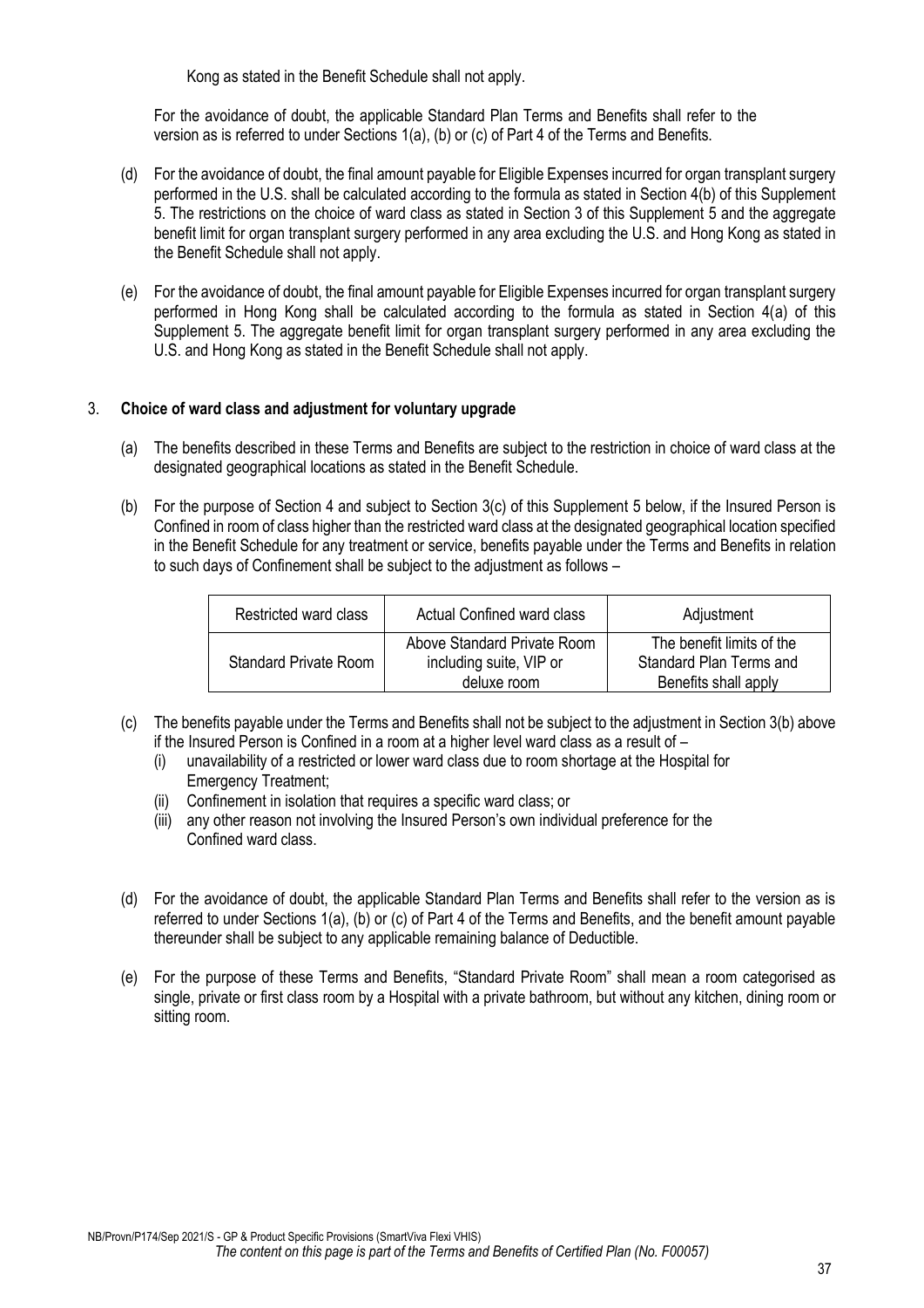Kong as stated in the Benefit Schedule shall not apply.

For the avoidance of doubt, the applicable Standard Plan Terms and Benefits shall refer to the version as is referred to under Sections 1(a), (b) or (c) of Part 4 of the Terms and Benefits.

(d) For the avoidance of doubt, the final amount payable for Eligible Expenses incurred for organ transplant surgery performed in the U.S. shall be calculated according to the formula as stated in Section 4(b) of this Supplement 5. The restrictions on the choice of ward class as stated in Section 3 of this Supplement 5 and the aggregate benefit limit for organ transplant surgery performed in any area excluding the U.S. and Hong Kong as stated in the Benefit Schedule shall not apply.

(e) For the avoidance of doubt, the final amount payable for Eligible Expenses incurred for organ transplant surgery performed in Hong Kong shall be calculated according to the formula as stated in Section 4(a) of this Supplement 5. The aggregate benefit limit for organ transplant surgery performed in any area excluding the U.S. and Hong Kong as stated in the Benefit Schedule shall not apply.

3. **Choice of ward class and adjustment for voluntary upgrade**

(a) The benefits described in these Terms and Benefits are subject to the restriction in choice of ward class at the designated geographical locations as stated in the Benefit Schedule.

(b) For the purpose of Section 4 and subject to Section 3(c) of this Supplement 5 below, if the Insured Person is Confined in room of class higher than the restricted ward class at the designated geographical location specified in the Benefit Schedule for any treatment or service, benefits payable under the Terms and Benefits in relation to such days of Confinement shall be subject to the adjustment as follows –

| Restricted ward class | Actual Confined ward class | Adjustment |
| --- | --- | --- |
| Standard Private Room | Above Standard Private Room including suite, VIP or deluxe room | The benefit limits of the Standard Plan Terms and Benefits shall apply |

(c) The benefits payable under the Terms and Benefits shall not be subject to the adjustment in Section 3(b) above if the Insured Person is Confined in a room at a higher level ward class as a result of –
   (i) unavailability of a restricted or lower ward class due to room shortage at the Hospital for Emergency Treatment;
   (ii) Confinement in isolation that requires a specific ward class; or
   (iii) any other reason not involving the Insured Person's own individual preference for the Confined ward class.

(d) For the avoidance of doubt, the applicable Standard Plan Terms and Benefits shall refer to the version as is referred to under Sections 1(a), (b) or (c) of Part 4 of the Terms and Benefits, and the benefit amount payable thereunder shall be subject to any applicable remaining balance of Deductible.

(e) For the purpose of these Terms and Benefits, "Standard Private Room" shall mean a room categorised as single, private or first class room by a Hospital with a private bathroom, but without any kitchen, dining room or sitting room.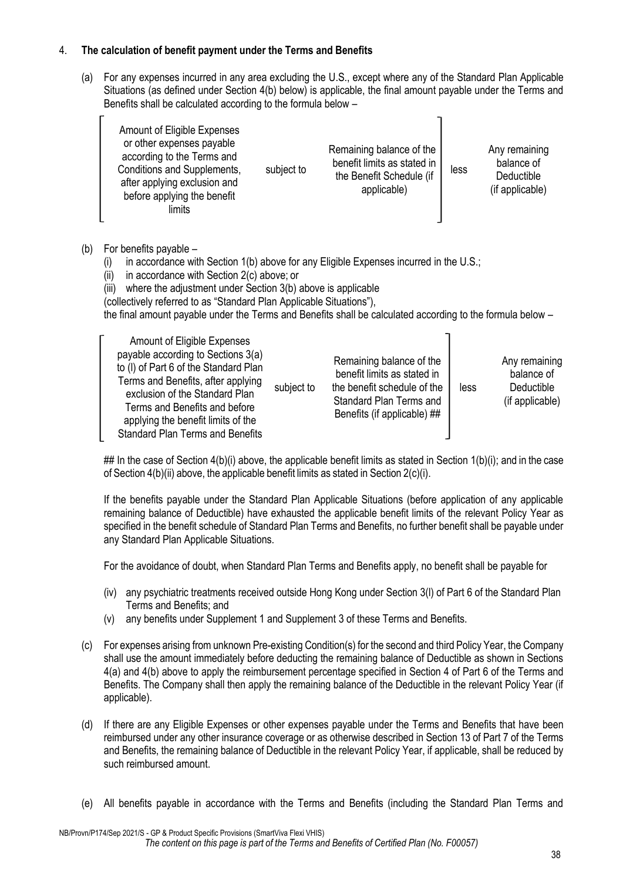4. **The calculation of benefit payment under the Terms and Benefits**

(a) For any expenses incurred in any area excluding the U.S., except where any of the Standard Plan Applicable Situations (as defined under Section 4(b) below) is applicable, the final amount payable under the Terms and Benefits shall be calculated according to the formula below –

| [ Amount of Eligible Expenses or other expenses payable according to the Terms and Conditions and Supplements, after applying exclusion and before applying the benefit limits | subject to | Remaining balance of the benefit limits as stated in the Benefit Schedule (if applicable) ] | less | Any remaining balance of Deductible (if applicable) |
|---|---|---|---|---|

(b) For benefits payable –

(i) in accordance with Section 1(b) above for any Eligible Expenses incurred in the U.S.;

(ii) in accordance with Section 2(c) above; or

(iii) where the adjustment under Section 3(b) above is applicable

(collectively referred to as "Standard Plan Applicable Situations"),

the final amount payable under the Terms and Benefits shall be calculated according to the formula below –

| [ Amount of Eligible Expenses payable according to Sections 3(a) to (l) of Part 6 of the Standard Plan Terms and Benefits, after applying exclusion of the Standard Plan Terms and Benefits and before applying the benefit limits of the Standard Plan Terms and Benefits | subject to | Remaining balance of the benefit limits as stated in the benefit schedule of the Standard Plan Terms and Benefits (if applicable) ## ] | less | Any remaining balance of Deductible (if applicable) |
|---|---|---|---|---|

## In the case of Section 4(b)(i) above, the applicable benefit limits as stated in Section 1(b)(i); and in the case of Section 4(b)(ii) above, the applicable benefit limits as stated in Section 2(c)(i).

If the benefits payable under the Standard Plan Applicable Situations (before application of any applicable remaining balance of Deductible) have exhausted the applicable benefit limits of the relevant Policy Year as specified in the benefit schedule of Standard Plan Terms and Benefits, no further benefit shall be payable under any Standard Plan Applicable Situations.

For the avoidance of doubt, when Standard Plan Terms and Benefits apply, no benefit shall be payable for

(iv) any psychiatric treatments received outside Hong Kong under Section 3(l) of Part 6 of the Standard Plan Terms and Benefits; and

(v) any benefits under Supplement 1 and Supplement 3 of these Terms and Benefits.

(c) For expenses arising from unknown Pre-existing Condition(s) for the second and third Policy Year, the Company shall use the amount immediately before deducting the remaining balance of Deductible as shown in Sections 4(a) and 4(b) above to apply the reimbursement percentage specified in Section 4 of Part 6 of the Terms and Benefits. The Company shall then apply the remaining balance of the Deductible in the relevant Policy Year (if applicable).

(d) If there are any Eligible Expenses or other expenses payable under the Terms and Benefits that have been reimbursed under any other insurance coverage or as otherwise described in Section 13 of Part 7 of the Terms and Benefits, the remaining balance of Deductible in the relevant Policy Year, if applicable, shall be reduced by such reimbursed amount.

(e) All benefits payable in accordance with the Terms and Benefits (including the Standard Plan Terms and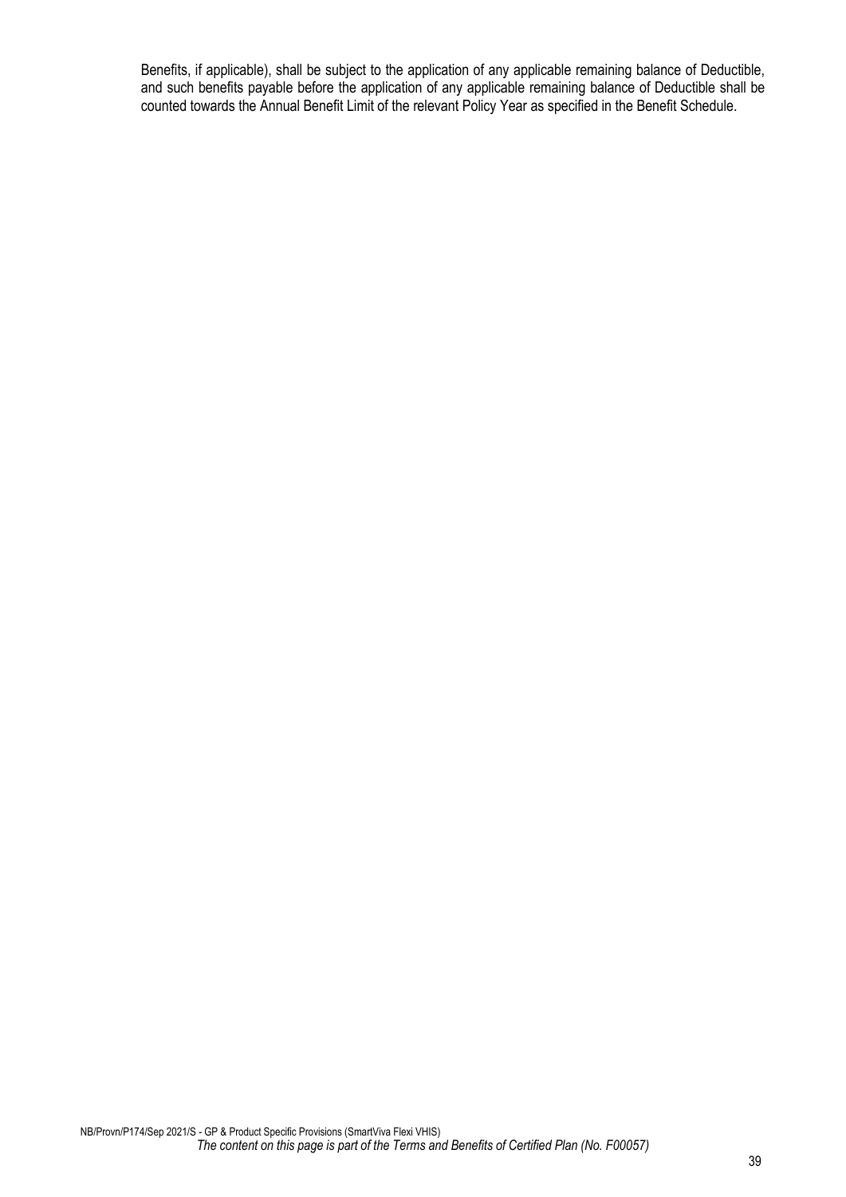Benefits, if applicable), shall be subject to the application of any applicable remaining balance of Deductible, and such benefits payable before the application of any applicable remaining balance of Deductible shall be counted towards the Annual Benefit Limit of the relevant Policy Year as specified in the Benefit Schedule.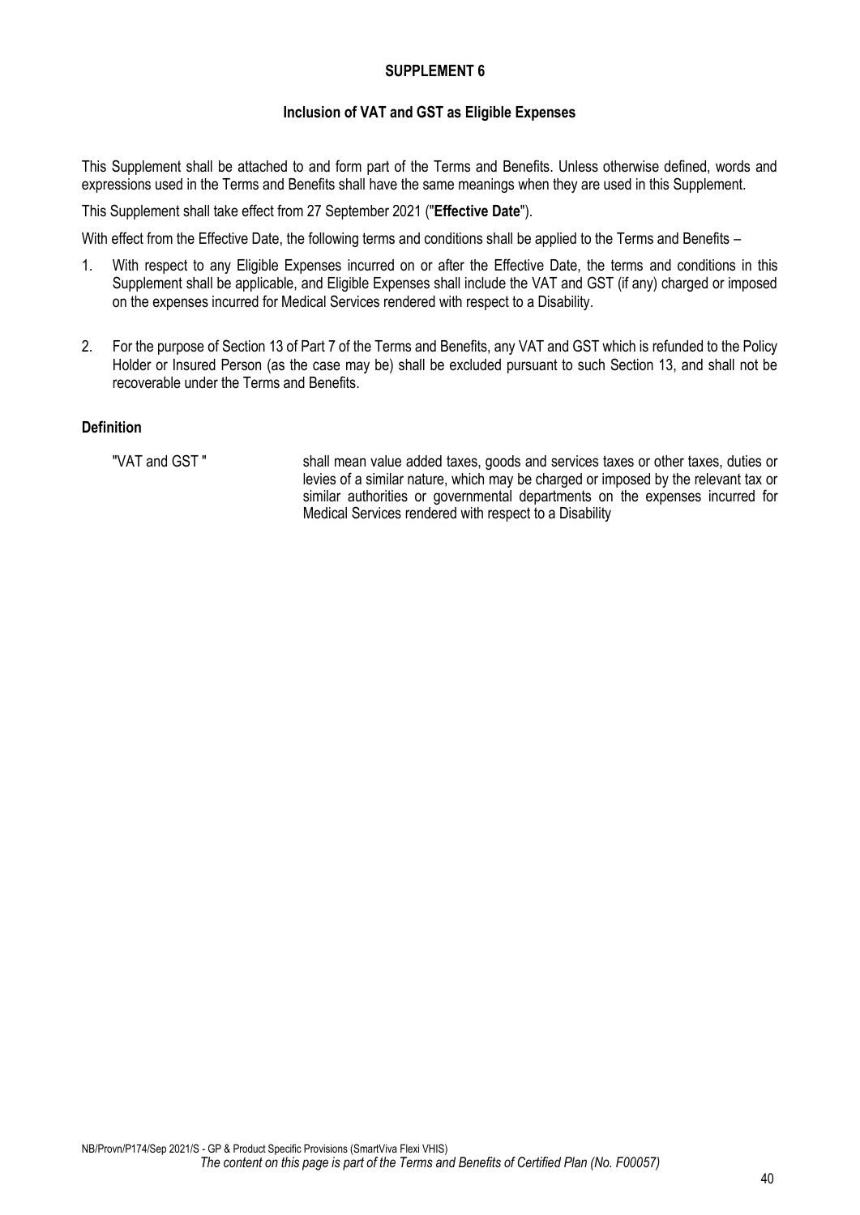## SUPPLEMENT 6

### Inclusion of VAT and GST as Eligible Expenses

This Supplement shall be attached to and form part of the Terms and Benefits. Unless otherwise defined, words and expressions used in the Terms and Benefits shall have the same meanings when they are used in this Supplement.

This Supplement shall take effect from 27 September 2021 ("**Effective Date**").

With effect from the Effective Date, the following terms and conditions shall be applied to the Terms and Benefits –

1. With respect to any Eligible Expenses incurred on or after the Effective Date, the terms and conditions in this Supplement shall be applicable, and Eligible Expenses shall include the VAT and GST (if any) charged or imposed on the expenses incurred for Medical Services rendered with respect to a Disability.

2. For the purpose of Section 13 of Part 7 of the Terms and Benefits, any VAT and GST which is refunded to the Policy Holder or Insured Person (as the case may be) shall be excluded pursuant to such Section 13, and shall not be recoverable under the Terms and Benefits.

**Definition**

| | |
|---|---|
| "VAT and GST " | shall mean value added taxes, goods and services taxes or other taxes, duties or levies of a similar nature, which may be charged or imposed by the relevant tax or similar authorities or governmental departments on the expenses incurred for Medical Services rendered with respect to a Disability |

NB/Provn/P174/Sep 2021/S - GP & Product Specific Provisions (SmartViva Flexi VHIS)

*The content on this page is part of the Terms and Benefits of Certified Plan (No. F00057)*